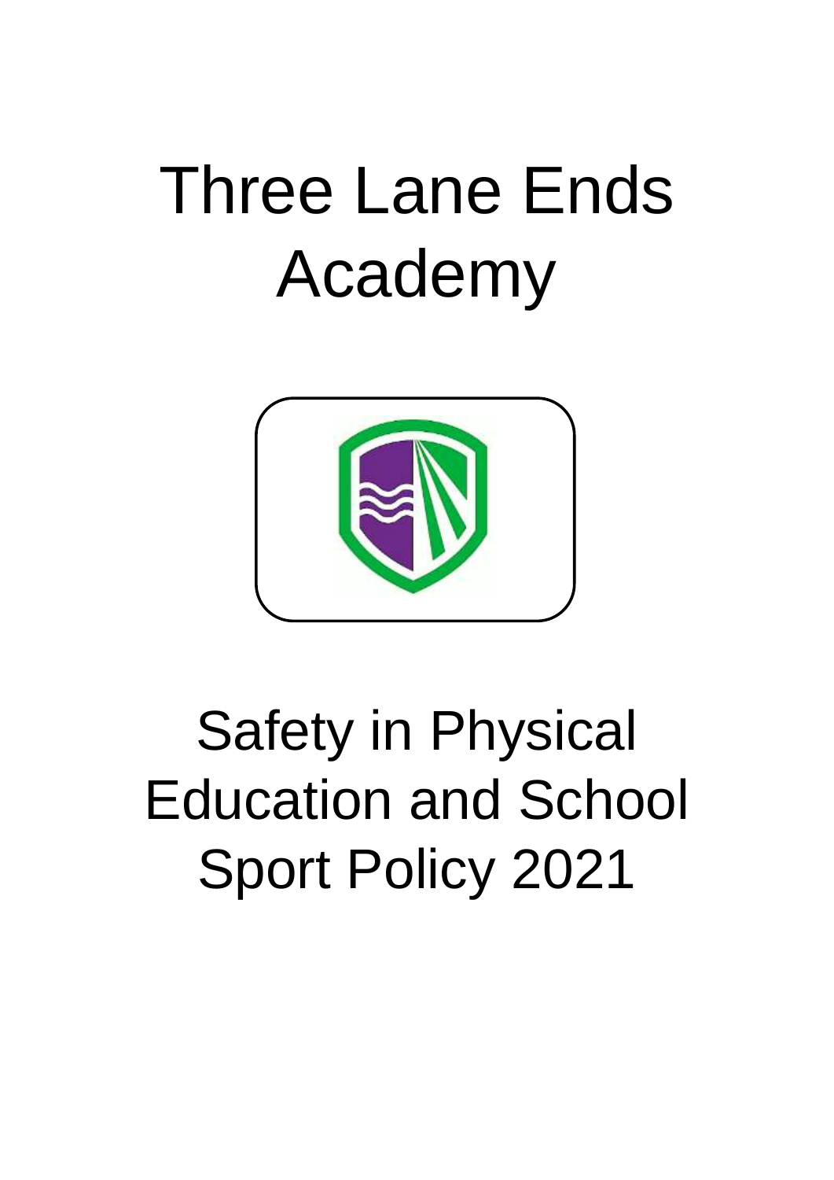# Three Lane Ends Academy

# Safety in Physical Education and School Sport Policy 2021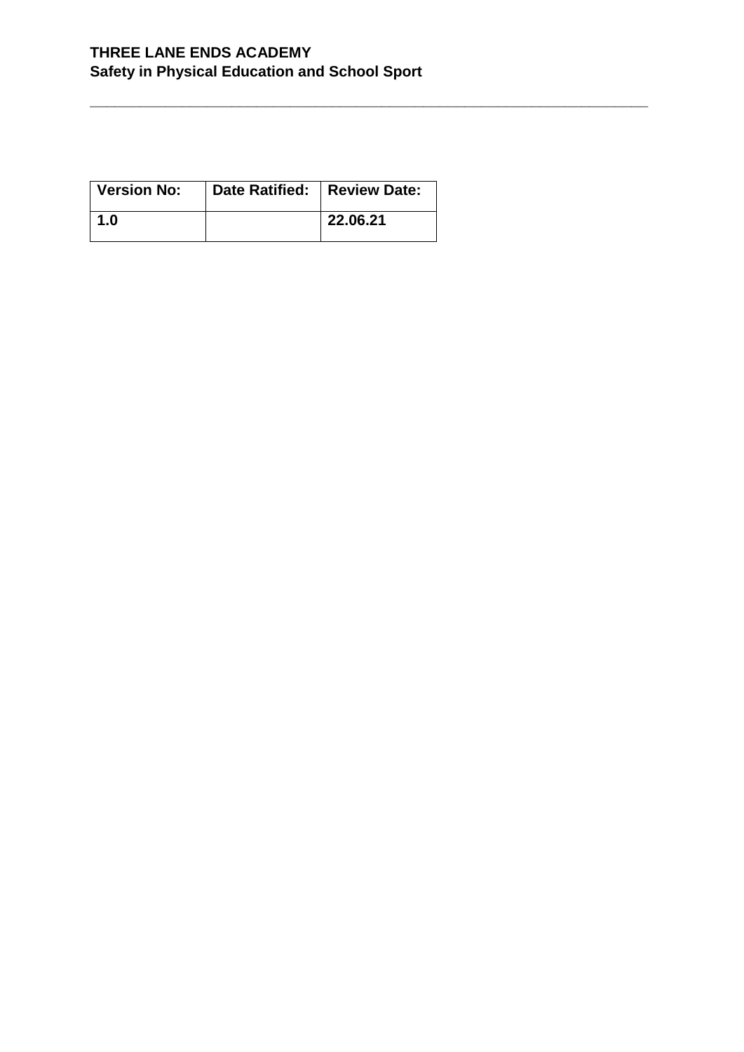| Version No: | Date Ratified: | Review Date: |
| --- | --- | --- |
| 1.0 | | 22.06.21 |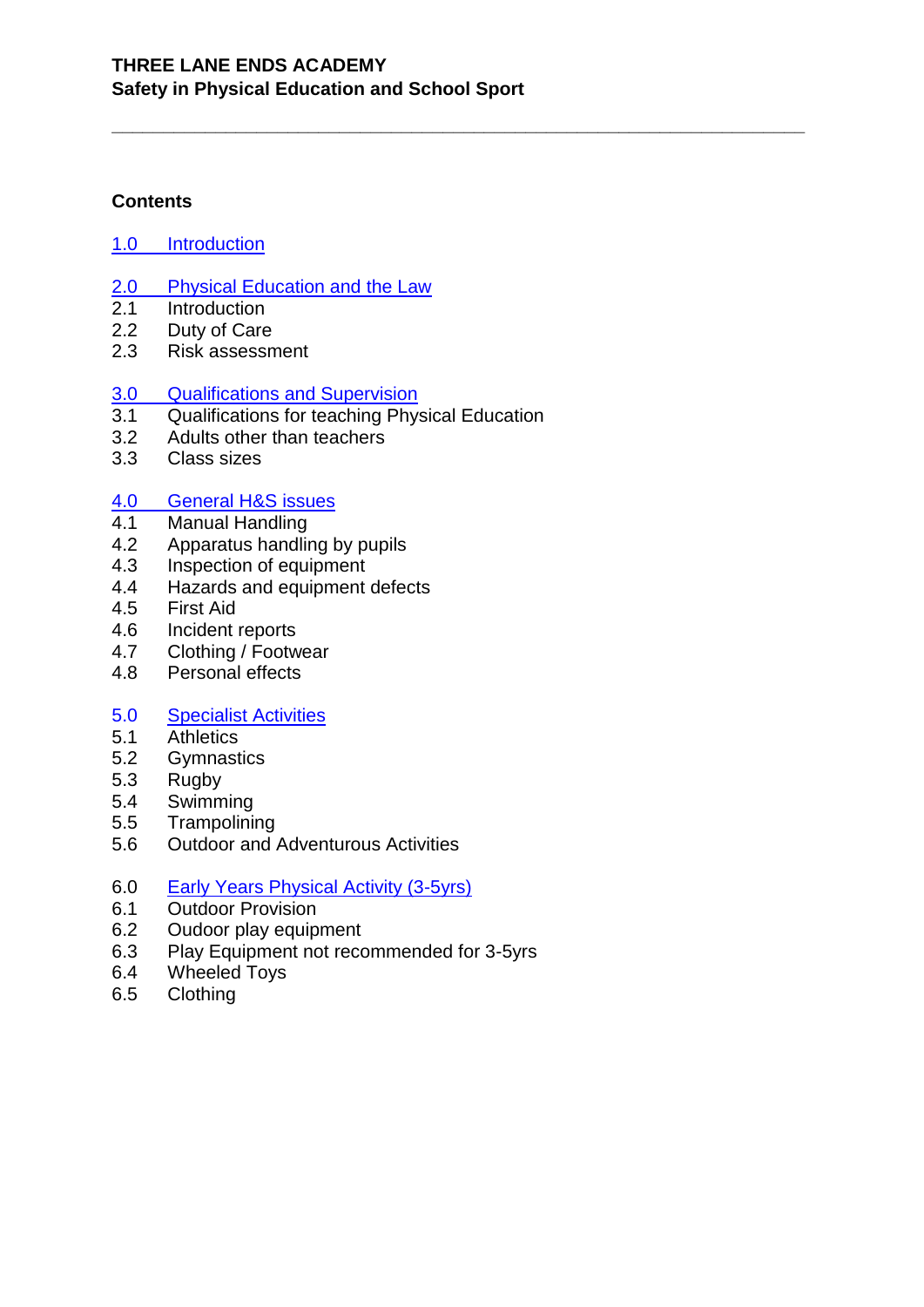**THREE LANE ENDS ACADEMY**
**Safety in Physical Education and School Sport**

---

## Contents

1.0 Introduction

2.0 Physical Education and the Law
2.1 Introduction
2.2 Duty of Care
2.3 Risk assessment

3.0 Qualifications and Supervision
3.1 Qualifications for teaching Physical Education
3.2 Adults other than teachers
3.3 Class sizes

4.0 General H&S issues
4.1 Manual Handling
4.2 Apparatus handling by pupils
4.3 Inspection of equipment
4.4 Hazards and equipment defects
4.5 First Aid
4.6 Incident reports
4.7 Clothing / Footwear
4.8 Personal effects

5.0 Specialist Activities
5.1 Athletics
5.2 Gymnastics
5.3 Rugby
5.4 Swimming
5.5 Trampolining
5.6 Outdoor and Adventurous Activities

6.0 Early Years Physical Activity (3-5yrs)
6.1 Outdoor Provision
6.2 Oudoor play equipment
6.3 Play Equipment not recommended for 3-5yrs
6.4 Wheeled Toys
6.5 Clothing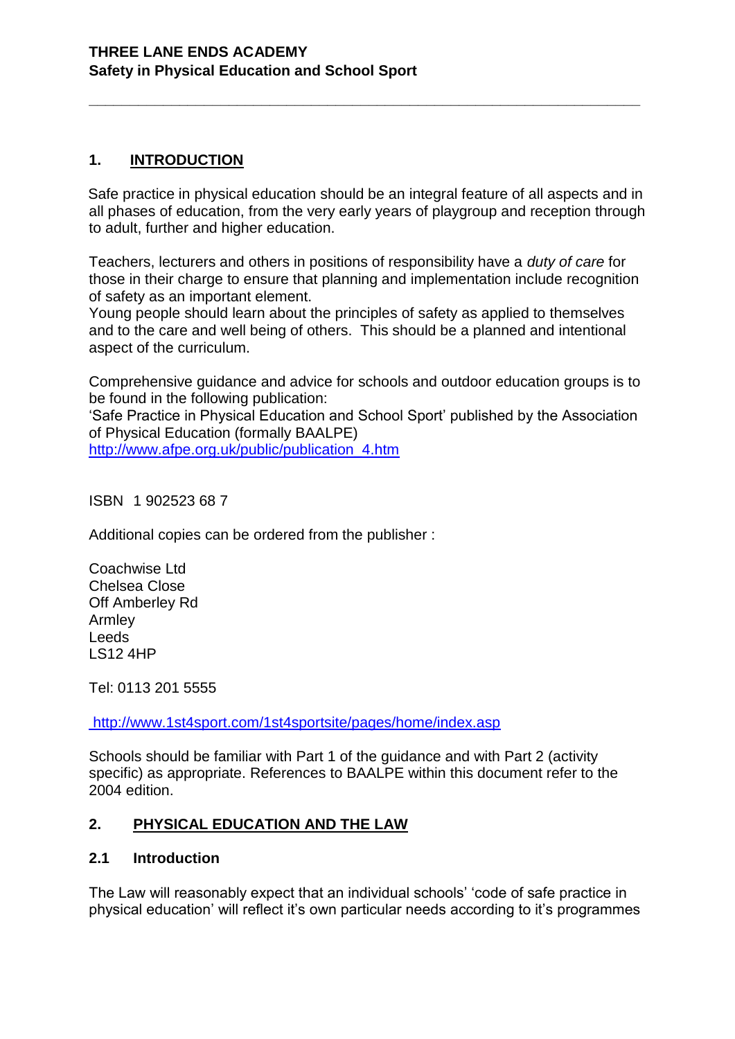**THREE LANE ENDS ACADEMY**
**Safety in Physical Education and School Sport**

---

## 1. INTRODUCTION

Safe practice in physical education should be an integral feature of all aspects and in all phases of education, from the very early years of playgroup and reception through to adult, further and higher education.

Teachers, lecturers and others in positions of responsibility have a *duty of care* for those in their charge to ensure that planning and implementation include recognition of safety as an important element.
Young people should learn about the principles of safety as applied to themselves and to the care and well being of others. This should be a planned and intentional aspect of the curriculum.

Comprehensive guidance and advice for schools and outdoor education groups is to be found in the following publication:
'Safe Practice in Physical Education and School Sport' published by the Association of Physical Education (formally BAALPE)
http://www.afpe.org.uk/public/publication_4.htm

ISBN 1 902523 68 7

Additional copies can be ordered from the publisher :

Coachwise Ltd
Chelsea Close
Off Amberley Rd
Armley
Leeds
LS12 4HP

Tel: 0113 201 5555

http://www.1st4sport.com/1st4sportsite/pages/home/index.asp

Schools should be familiar with Part 1 of the guidance and with Part 2 (activity specific) as appropriate. References to BAALPE within this document refer to the 2004 edition.

## 2. PHYSICAL EDUCATION AND THE LAW

### 2.1 Introduction

The Law will reasonably expect that an individual schools' 'code of safe practice in physical education' will reflect it's own particular needs according to it's programmes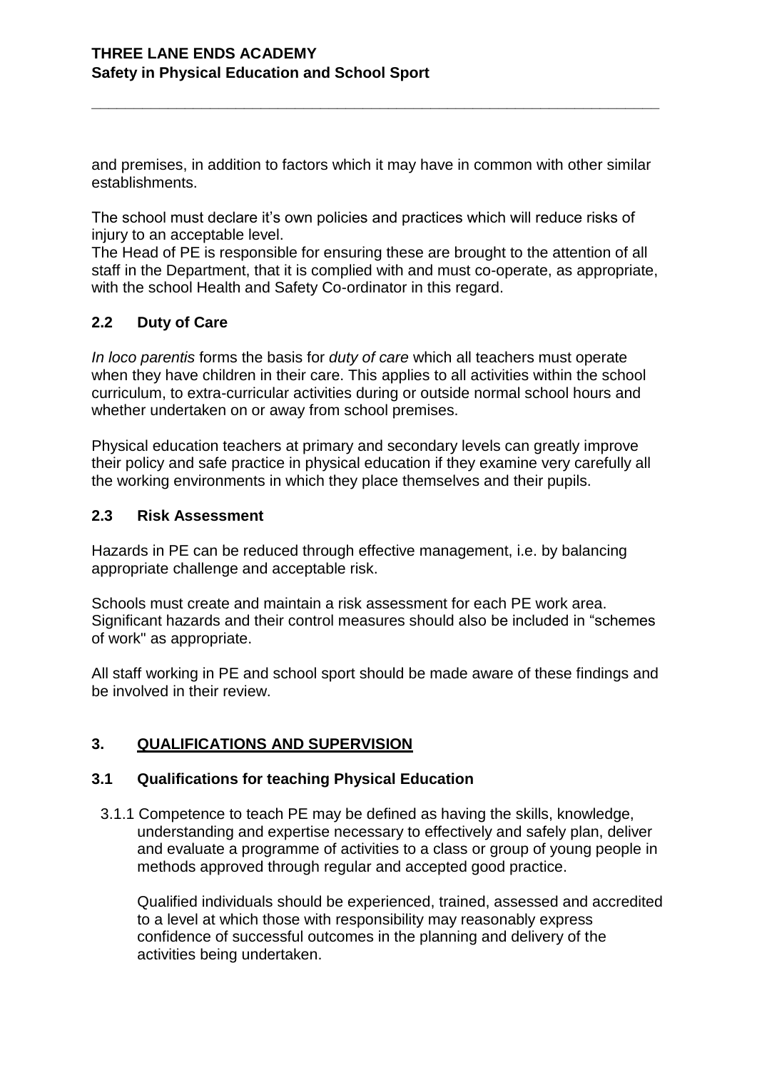and premises, in addition to factors which it may have in common with other similar establishments.

The school must declare it's own policies and practices which will reduce risks of injury to an acceptable level.
The Head of PE is responsible for ensuring these are brought to the attention of all staff in the Department, that it is complied with and must co-operate, as appropriate, with the school Health and Safety Co-ordinator in this regard.

### 2.2 Duty of Care

*In loco parentis* forms the basis for *duty of care* which all teachers must operate when they have children in their care. This applies to all activities within the school curriculum, to extra-curricular activities during or outside normal school hours and whether undertaken on or away from school premises.

Physical education teachers at primary and secondary levels can greatly improve their policy and safe practice in physical education if they examine very carefully all the working environments in which they place themselves and their pupils.

### 2.3 Risk Assessment

Hazards in PE can be reduced through effective management, i.e. by balancing appropriate challenge and acceptable risk.

Schools must create and maintain a risk assessment for each PE work area. Significant hazards and their control measures should also be included in "schemes of work" as appropriate.

All staff working in PE and school sport should be made aware of these findings and be involved in their review.

## 3. QUALIFICATIONS AND SUPERVISION

### 3.1 Qualifications for teaching Physical Education

3.1.1 Competence to teach PE may be defined as having the skills, knowledge, understanding and expertise necessary to effectively and safely plan, deliver and evaluate a programme of activities to a class or group of young people in methods approved through regular and accepted good practice.

Qualified individuals should be experienced, trained, assessed and accredited to a level at which those with responsibility may reasonably express confidence of successful outcomes in the planning and delivery of the activities being undertaken.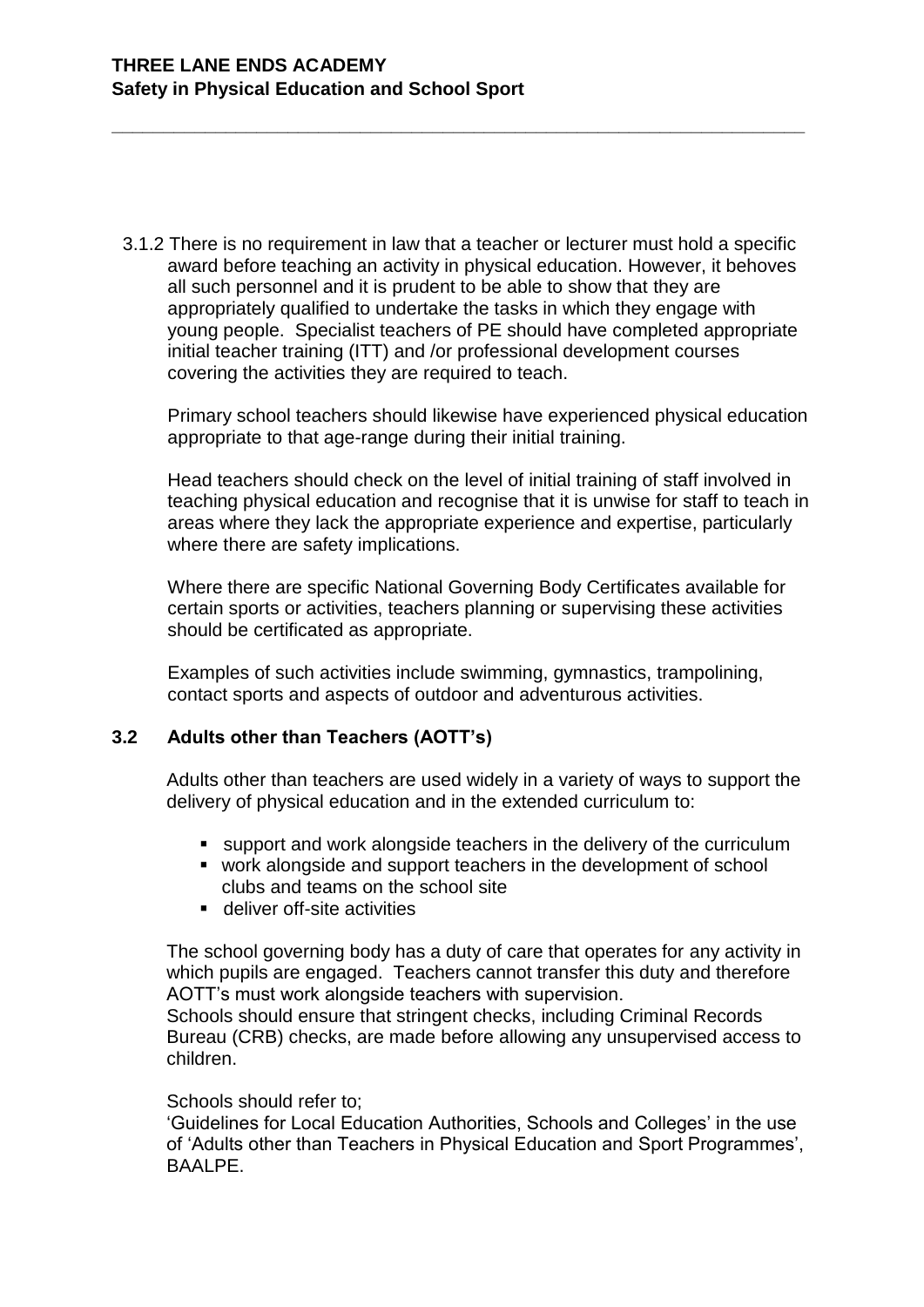3.1.2 There is no requirement in law that a teacher or lecturer must hold a specific award before teaching an activity in physical education. However, it behoves all such personnel and it is prudent to be able to show that they are appropriately qualified to undertake the tasks in which they engage with young people. Specialist teachers of PE should have completed appropriate initial teacher training (ITT) and /or professional development courses covering the activities they are required to teach.

Primary school teachers should likewise have experienced physical education appropriate to that age-range during their initial training.

Head teachers should check on the level of initial training of staff involved in teaching physical education and recognise that it is unwise for staff to teach in areas where they lack the appropriate experience and expertise, particularly where there are safety implications.

Where there are specific National Governing Body Certificates available for certain sports or activities, teachers planning or supervising these activities should be certificated as appropriate.

Examples of such activities include swimming, gymnastics, trampolining, contact sports and aspects of outdoor and adventurous activities.

### 3.2 Adults other than Teachers (AOTT's)

Adults other than teachers are used widely in a variety of ways to support the delivery of physical education and in the extended curriculum to:

- support and work alongside teachers in the delivery of the curriculum
- work alongside and support teachers in the development of school clubs and teams on the school site
- deliver off-site activities

The school governing body has a duty of care that operates for any activity in which pupils are engaged. Teachers cannot transfer this duty and therefore AOTT's must work alongside teachers with supervision.
Schools should ensure that stringent checks, including Criminal Records Bureau (CRB) checks, are made before allowing any unsupervised access to children.

Schools should refer to;
'Guidelines for Local Education Authorities, Schools and Colleges' in the use of 'Adults other than Teachers in Physical Education and Sport Programmes', BAALPE.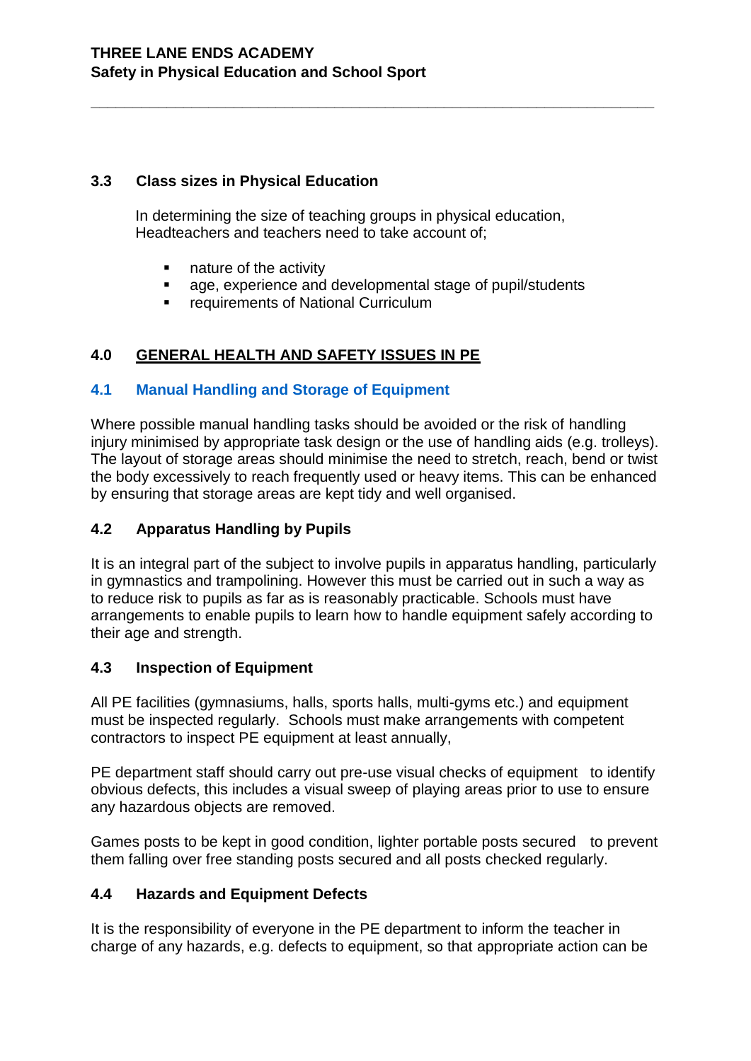### 3.3 Class sizes in Physical Education

In determining the size of teaching groups in physical education, Headteachers and teachers need to take account of;

- nature of the activity
- age, experience and developmental stage of pupil/students
- requirements of National Curriculum

## 4.0 GENERAL HEALTH AND SAFETY ISSUES IN PE

### 4.1 Manual Handling and Storage of Equipment

Where possible manual handling tasks should be avoided or the risk of handling injury minimised by appropriate task design or the use of handling aids (e.g. trolleys). The layout of storage areas should minimise the need to stretch, reach, bend or twist the body excessively to reach frequently used or heavy items. This can be enhanced by ensuring that storage areas are kept tidy and well organised.

### 4.2 Apparatus Handling by Pupils

It is an integral part of the subject to involve pupils in apparatus handling, particularly in gymnastics and trampolining. However this must be carried out in such a way as to reduce risk to pupils as far as is reasonably practicable. Schools must have arrangements to enable pupils to learn how to handle equipment safely according to their age and strength.

### 4.3 Inspection of Equipment

All PE facilities (gymnasiums, halls, sports halls, multi-gyms etc.) and equipment must be inspected regularly. Schools must make arrangements with competent contractors to inspect PE equipment at least annually,

PE department staff should carry out pre-use visual checks of equipment to identify obvious defects, this includes a visual sweep of playing areas prior to use to ensure any hazardous objects are removed.

Games posts to be kept in good condition, lighter portable posts secured to prevent them falling over free standing posts secured and all posts checked regularly.

### 4.4 Hazards and Equipment Defects

It is the responsibility of everyone in the PE department to inform the teacher in charge of any hazards, e.g. defects to equipment, so that appropriate action can be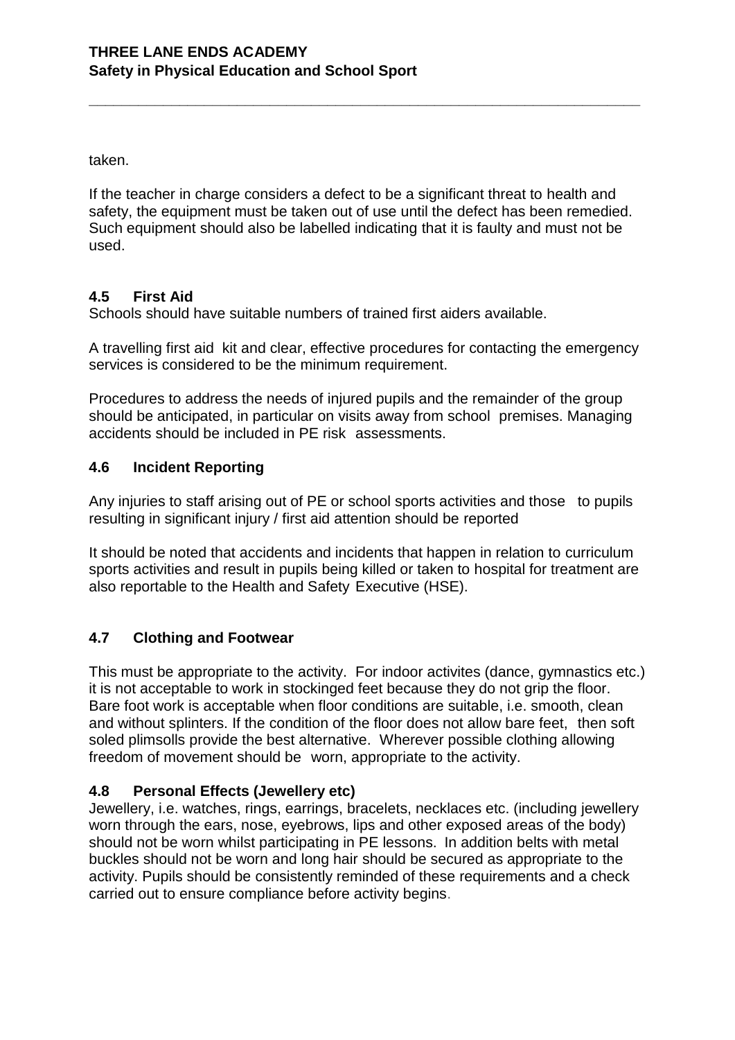taken.

If the teacher in charge considers a defect to be a significant threat to health and safety, the equipment must be taken out of use until the defect has been remedied. Such equipment should also be labelled indicating that it is faulty and must not be used.

### 4.5 First Aid

Schools should have suitable numbers of trained first aiders available.

A travelling first aid kit and clear, effective procedures for contacting the emergency services is considered to be the minimum requirement.

Procedures to address the needs of injured pupils and the remainder of the group should be anticipated, in particular on visits away from school premises. Managing accidents should be included in PE risk assessments.

### 4.6 Incident Reporting

Any injuries to staff arising out of PE or school sports activities and those to pupils resulting in significant injury / first aid attention should be reported

It should be noted that accidents and incidents that happen in relation to curriculum sports activities and result in pupils being killed or taken to hospital for treatment are also reportable to the Health and Safety Executive (HSE).

### 4.7 Clothing and Footwear

This must be appropriate to the activity. For indoor activites (dance, gymnastics etc.) it is not acceptable to work in stockinged feet because they do not grip the floor. Bare foot work is acceptable when floor conditions are suitable, i.e. smooth, clean and without splinters. If the condition of the floor does not allow bare feet, then soft soled plimsolls provide the best alternative. Wherever possible clothing allowing freedom of movement should be worn, appropriate to the activity.

### 4.8 Personal Effects (Jewellery etc)

Jewellery, i.e. watches, rings, earrings, bracelets, necklaces etc. (including jewellery worn through the ears, nose, eyebrows, lips and other exposed areas of the body) should not be worn whilst participating in PE lessons. In addition belts with metal buckles should not be worn and long hair should be secured as appropriate to the activity. Pupils should be consistently reminded of these requirements and a check carried out to ensure compliance before activity begins.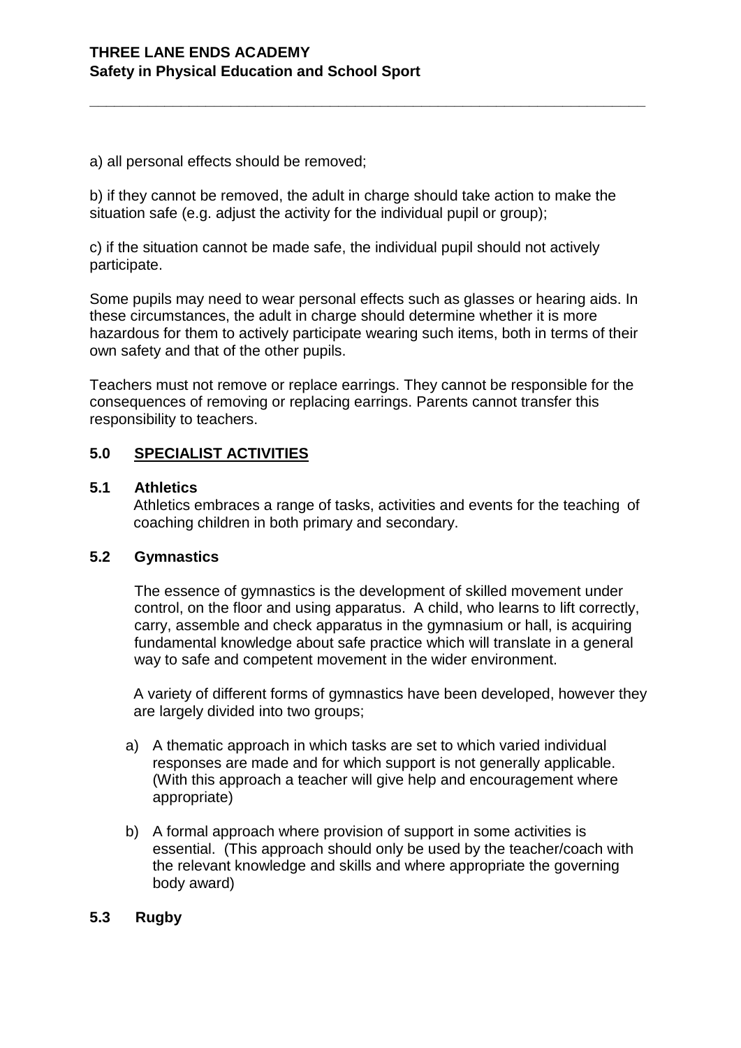a) all personal effects should be removed;

b) if they cannot be removed, the adult in charge should take action to make the situation safe (e.g. adjust the activity for the individual pupil or group);

c) if the situation cannot be made safe, the individual pupil should not actively participate.

Some pupils may need to wear personal effects such as glasses or hearing aids. In these circumstances, the adult in charge should determine whether it is more hazardous for them to actively participate wearing such items, both in terms of their own safety and that of the other pupils.

Teachers must not remove or replace earrings. They cannot be responsible for the consequences of removing or replacing earrings. Parents cannot transfer this responsibility to teachers.

## 5.0 SPECIALIST ACTIVITIES

### 5.1 Athletics

Athletics embraces a range of tasks, activities and events for the teaching of coaching children in both primary and secondary.

### 5.2 Gymnastics

The essence of gymnastics is the development of skilled movement under control, on the floor and using apparatus. A child, who learns to lift correctly, carry, assemble and check apparatus in the gymnasium or hall, is acquiring fundamental knowledge about safe practice which will translate in a general way to safe and competent movement in the wider environment.

A variety of different forms of gymnastics have been developed, however they are largely divided into two groups;

a) A thematic approach in which tasks are set to which varied individual responses are made and for which support is not generally applicable. (With this approach a teacher will give help and encouragement where appropriate)

b) A formal approach where provision of support in some activities is essential. (This approach should only be used by the teacher/coach with the relevant knowledge and skills and where appropriate the governing body award)

### 5.3 Rugby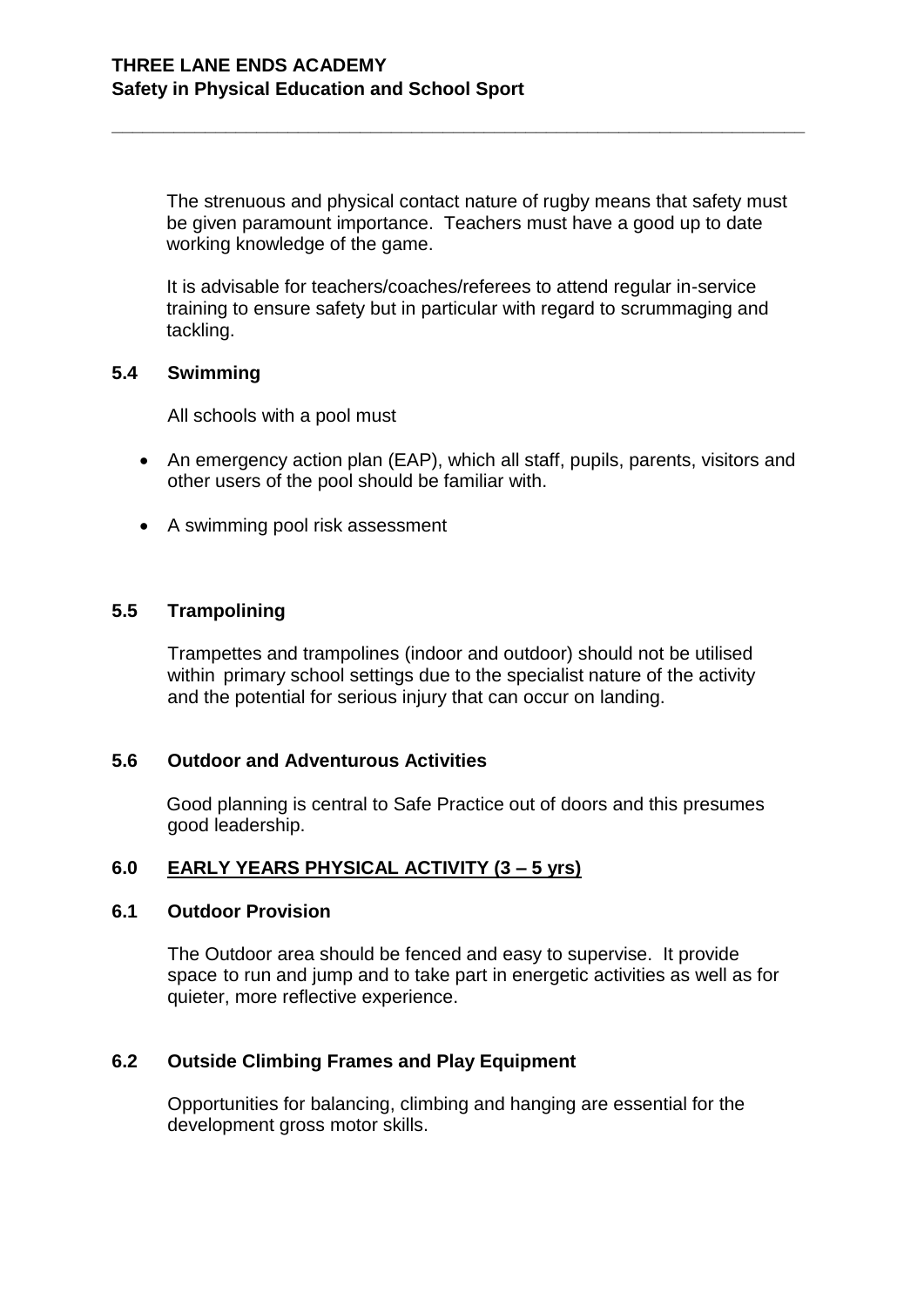The strenuous and physical contact nature of rugby means that safety must be given paramount importance. Teachers must have a good up to date working knowledge of the game.

It is advisable for teachers/coaches/referees to attend regular in-service training to ensure safety but in particular with regard to scrummaging and tackling.

### 5.4 Swimming

All schools with a pool must

- An emergency action plan (EAP), which all staff, pupils, parents, visitors and other users of the pool should be familiar with.
- A swimming pool risk assessment

### 5.5 Trampolining

Trampettes and trampolines (indoor and outdoor) should not be utilised within primary school settings due to the specialist nature of the activity and the potential for serious injury that can occur on landing.

### 5.6 Outdoor and Adventurous Activities

Good planning is central to Safe Practice out of doors and this presumes good leadership.

## 6.0 EARLY YEARS PHYSICAL ACTIVITY (3 – 5 yrs)

### 6.1 Outdoor Provision

The Outdoor area should be fenced and easy to supervise. It provide space to run and jump and to take part in energetic activities as well as for quieter, more reflective experience.

### 6.2 Outside Climbing Frames and Play Equipment

Opportunities for balancing, climbing and hanging are essential for the development gross motor skills.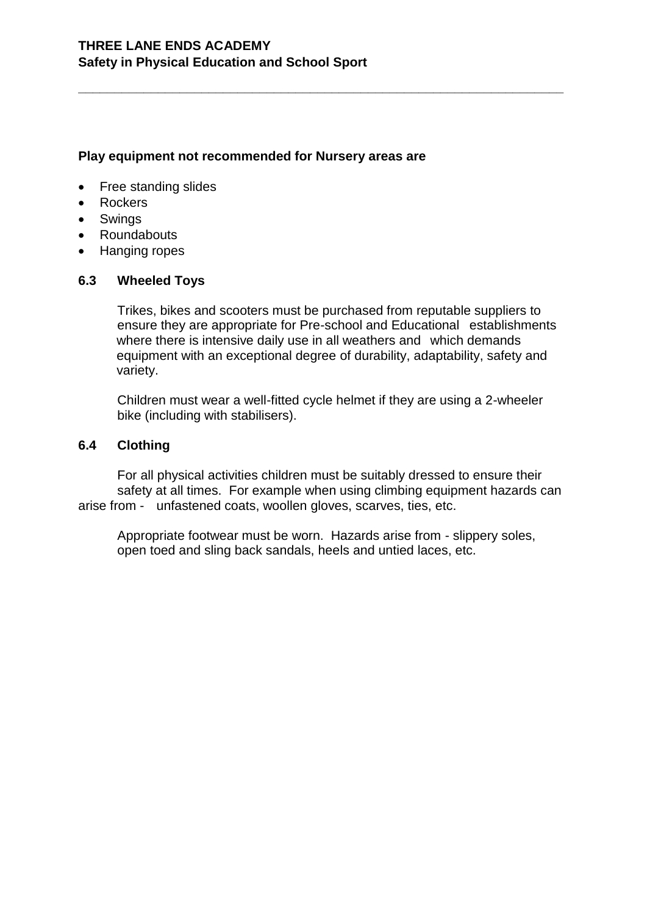**Play equipment not recommended for Nursery areas are**

- Free standing slides
- Rockers
- Swings
- Roundabouts
- Hanging ropes

### 6.3 Wheeled Toys

Trikes, bikes and scooters must be purchased from reputable suppliers to ensure they are appropriate for Pre-school and Educational establishments where there is intensive daily use in all weathers and which demands equipment with an exceptional degree of durability, adaptability, safety and variety.

Children must wear a well-fitted cycle helmet if they are using a 2-wheeler bike (including with stabilisers).

### 6.4 Clothing

For all physical activities children must be suitably dressed to ensure their safety at all times. For example when using climbing equipment hazards can arise from - unfastened coats, woollen gloves, scarves, ties, etc.

Appropriate footwear must be worn. Hazards arise from - slippery soles, open toed and sling back sandals, heels and untied laces, etc.